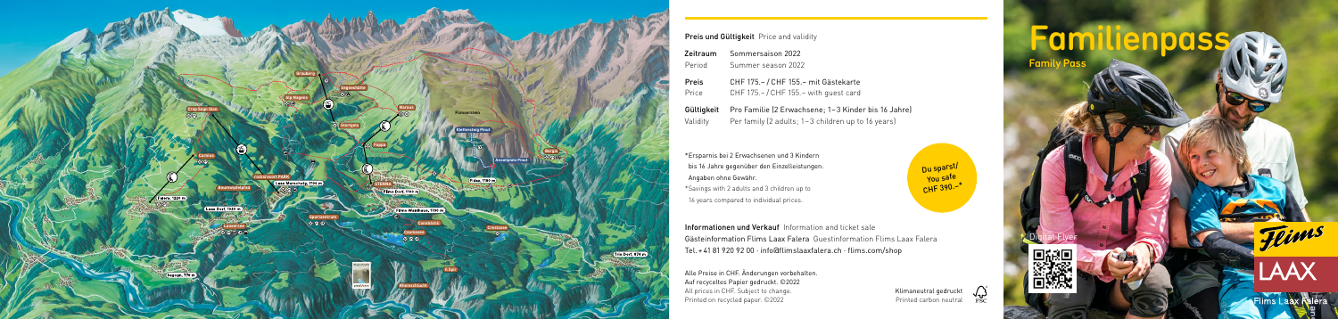**Preis und Gültigkeit** Price and validity

| | |
|---|---|
| **Zeitraum** Period | Sommersaison 2022 / Summer season 2022 |
| **Preis** Price | CHF 175.– / CHF 155.– mit Gästekarte / CHF 175.– / CHF 155.– with guest card |
| **Gültigkeit** Validity | Pro Familie (2 Erwachsene; 1–3 Kinder bis 16 Jahre) / Per family (2 adults; 1–3 children up to 16 years) |

*Ersparnis bei 2 Erwachsenen und 3 Kindern bis 16 Jahre gegenüber den Einzelleistungen. Angaben ohne Gewähr.
*Savings with 2 adults and 3 children up to 16 years compared to individual prices.

Du sparst/ You safe CHF 390.–*

**Informationen und Verkauf** Information and ticket sale
Gästeinformation Flims Laax Falera Guestinformation Flims Laax Falera
Tel. +41 81 920 92 00 · info@flimslaaxfalera.ch · flims.com/shop

Alle Preise in CHF. Änderungen vorbehalten.
Auf recyceltes Papier gedruckt. ©2022
All prices in CHF. Subject to change.
Printed on recycled paper. ©2022

Klimaneutral gedruckt
Printed carbon neutral

# Familienpass

Family Pass

Digital Flyer

Flims
LAAX
Flims Laax Falera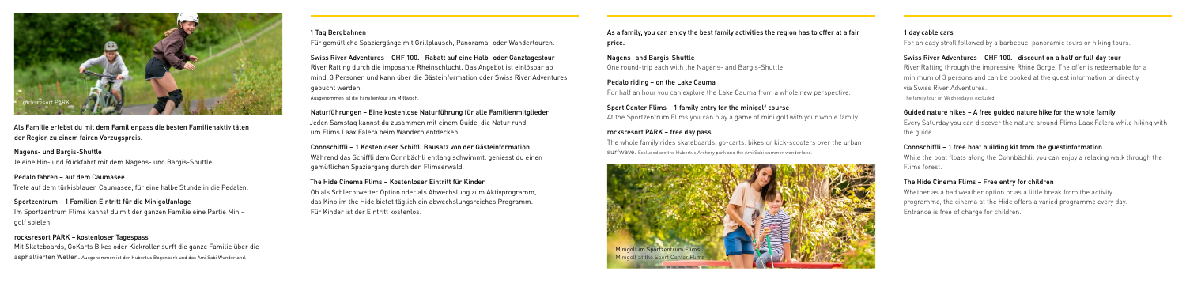rocksresort PARK

Als Familie erlebst du mit dem Familienpass die besten Familienaktivitäten der Region zu einem fairen Vorzugspreis.

**Nagens- und Bargis-Shuttle**
Je eine Hin- und Rückfahrt mit dem Nagens- und Bargis-Shuttle.

**Pedalo fahren – auf dem Caumasee**
Trete auf dem türkisblauen Caumasee, für eine halbe Stunde in die Pedalen.

**Sportzentrum – 1 Familien Eintritt für die Minigolfanlage**
Im Sportzentrum Flims kannst du mit der ganzen Familie eine Partie Minigolf spielen.

**rocksresort PARK – kostenloser Tagespass**
Mit Skateboards, GoKarts Bikes oder Kickroller surft die ganze Familie über die asphaltierten Wellen. Ausgenommen ist der Hubertus Bogenpark und das Ami Sabi Wunderland.

**1 Tag Bergbahnen**
Für gemütliche Spaziergänge mit Grillplausch, Panorama- oder Wandertouren.

**Swiss River Adventures – CHF 100.– Rabatt auf eine Halb- oder Ganztagestour**
River Rafting durch die imposante Rheinschlucht. Das Angebot ist einlösbar ab mind. 3 Personen und kann über die Gästeinformation oder Swiss River Adventures gebucht werden.

Ausgenommen ist die Familientour am Mittwoch.

**Naturführungen – Eine kostenlose Naturführung für alle Familienmitglieder**
Jeden Samstag kannst du zusammen mit einem Guide, die Natur rund um Flims Laax Falera beim Wandern entdecken.

**Connschiffli – 1 Kostenloser Schiffli Bausatz von der Gästeinformation**
Während das Schiffli dem Connbächli entlang schwimmt, geniesst du einen gemütlichen Spaziergang durch den Flimserwald.

**The Hide Cinema Flims – Kostenloser Eintritt für Kinder**
Ob als Schlechtwetter Option oder als Abwechslung zum Aktivprogramm, das Kino im the Hide bietet täglich ein abwechslungsreiches Programm. Für Kinder ist der Eintritt kostenlos.

As a family, you can enjoy the best family activities the region has to offer at a fair price.

**Nagens- and Bargis-Shuttle**
One round-trip each with the Nagens- and Bargis-Shuttle.

**Pedalo riding – on the Lake Cauma**
For half an hour you can explore the Lake Cauma from a whole new perspective.

**Sport Center Flims – 1 family entry for the minigolf course**
At the Sportzentrum Flims you can play a game of mini golf with your whole family.

**rocksresort PARK – free day pass**
The whole family rides skateboards, go-carts, bikes or kick-scooters over the urban surfwave. Excluded are the Hubertus Archery park and the Ami Sabi summer wonderland.

Minigolf im Sportzentrum Flims
Minigolf at the Sport Center Flims

**1 day cable cars**
For an easy stroll followed by a barbecue, panoramic tours or hiking tours.

**Swiss River Adventures – CHF 100.– discount on a half or full day tour**
River Rafting through the impressive Rhine Gorge. The offer is redeemable for a minimum of 3 persons and can be booked at the guest information or directly via Swiss River Adventures..

The family tour on Wednesday is excluded.

**Guided nature hikes – A free guided nature hike for the whole family**
Every Saturday you can discover the nature around Flims Laax Falera while hiking with the guide.

**Connschiffli – 1 free boat building kit from the guestinformation**
While the boat floats along the Connbächli, you can enjoy a relaxing walk through the Flims forest.

**The Hide Cinema Flims – Free entry for children**
Whether as a bad weather option or as a little break from the activity programme, the cinema at the Hide offers a varied programme every day. Entrance is free of charge for children.